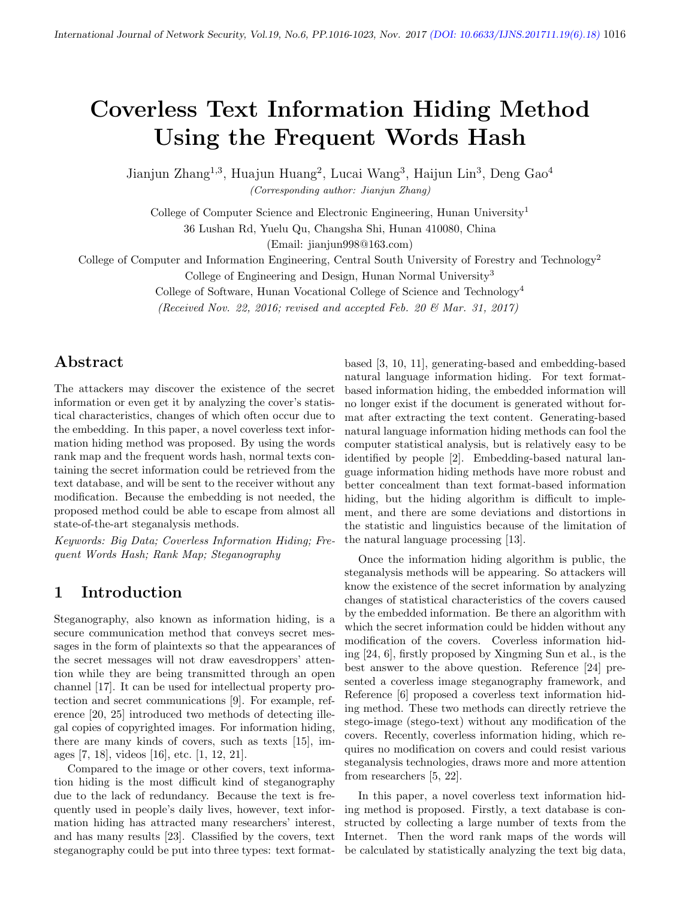# Coverless Text Information Hiding Method Using the Frequent Words Hash

Jianjun Zhang[1,3], Huajun Huang[2], Lucai Wang[3], Haijun Lin[3], Deng Gao[4]

*(Corresponding author: Jianjun Zhang)*

College of Computer Science and Electronic Engineering, Hunan University[1]

36 Lushan Rd, Yuelu Qu, Changsha Shi, Hunan 410080, China

(Email: jianjun998@163.com)

College of Computer and Information Engineering, Central South University of Forestry and Technology[2]

College of Engineering and Design, Hunan Normal University[3]

College of Software, Hunan Vocational College of Science and Technology[4]

*(Received Nov. 22, 2016; revised and accepted Feb. 20 & Mar. 31, 2017)*

## Abstract

The attackers may discover the existence of the secret information or even get it by analyzing the cover's statistical characteristics, changes of which often occur due to the embedding. In this paper, a novel coverless text information hiding method was proposed. By using the words rank map and the frequent words hash, normal texts containing the secret information could be retrieved from the text database, and will be sent to the receiver without any modification. Because the embedding is not needed, the proposed method could be able to escape from almost all state-of-the-art steganalysis methods.

*Keywords: Big Data; Coverless Information Hiding; Frequent Words Hash; Rank Map; Steganography*

## 1 Introduction

Steganography, also known as information hiding, is a secure communication method that conveys secret messages in the form of plaintexts so that the appearances of the secret messages will not draw eavesdroppers' attention while they are being transmitted through an open channel [17]. It can be used for intellectual property protection and secret communications [9]. For example, reference [20, 25] introduced two methods of detecting illegal copies of copyrighted images. For information hiding, there are many kinds of covers, such as texts [15], images [7, 18], videos [16], etc. [1, 12, 21].

Compared to the image or other covers, text information hiding is the most difficult kind of steganography due to the lack of redundancy. Because the text is frequently used in people's daily lives, however, text information hiding has attracted many researchers' interest, and has many results [23]. Classified by the covers, text steganography could be put into three types: text format-based [3, 10, 11], generating-based and embedding-based natural language information hiding. For text format-based information hiding, the embedded information will no longer exist if the document is generated without format after extracting the text content. Generating-based natural language information hiding methods can fool the computer statistical analysis, but is relatively easy to be identified by people [2]. Embedding-based natural language information hiding methods have more robust and better concealment than text format-based information hiding, but the hiding algorithm is difficult to implement, and there are some deviations and distortions in the statistic and linguistics because of the limitation of the natural language processing [13].

Once the information hiding algorithm is public, the steganalysis methods will be appearing. So attackers will know the existence of the secret information by analyzing changes of statistical characteristics of the covers caused by the embedded information. Be there an algorithm with which the secret information could be hidden without any modification of the covers. Coverless information hiding [24, 6], firstly proposed by Xingming Sun et al., is the best answer to the above question. Reference [24] presented a coverless image steganography framework, and Reference [6] proposed a coverless text information hiding method. These two methods can directly retrieve the stego-image (stego-text) without any modification of the covers. Recently, coverless information hiding, which requires no modification on covers and could resist various steganalysis technologies, draws more and more attention from researchers [5, 22].

In this paper, a novel coverless text information hiding method is proposed. Firstly, a text database is constructed by collecting a large number of texts from the Internet. Then the word rank maps of the words will be calculated by statistically analyzing the text big data,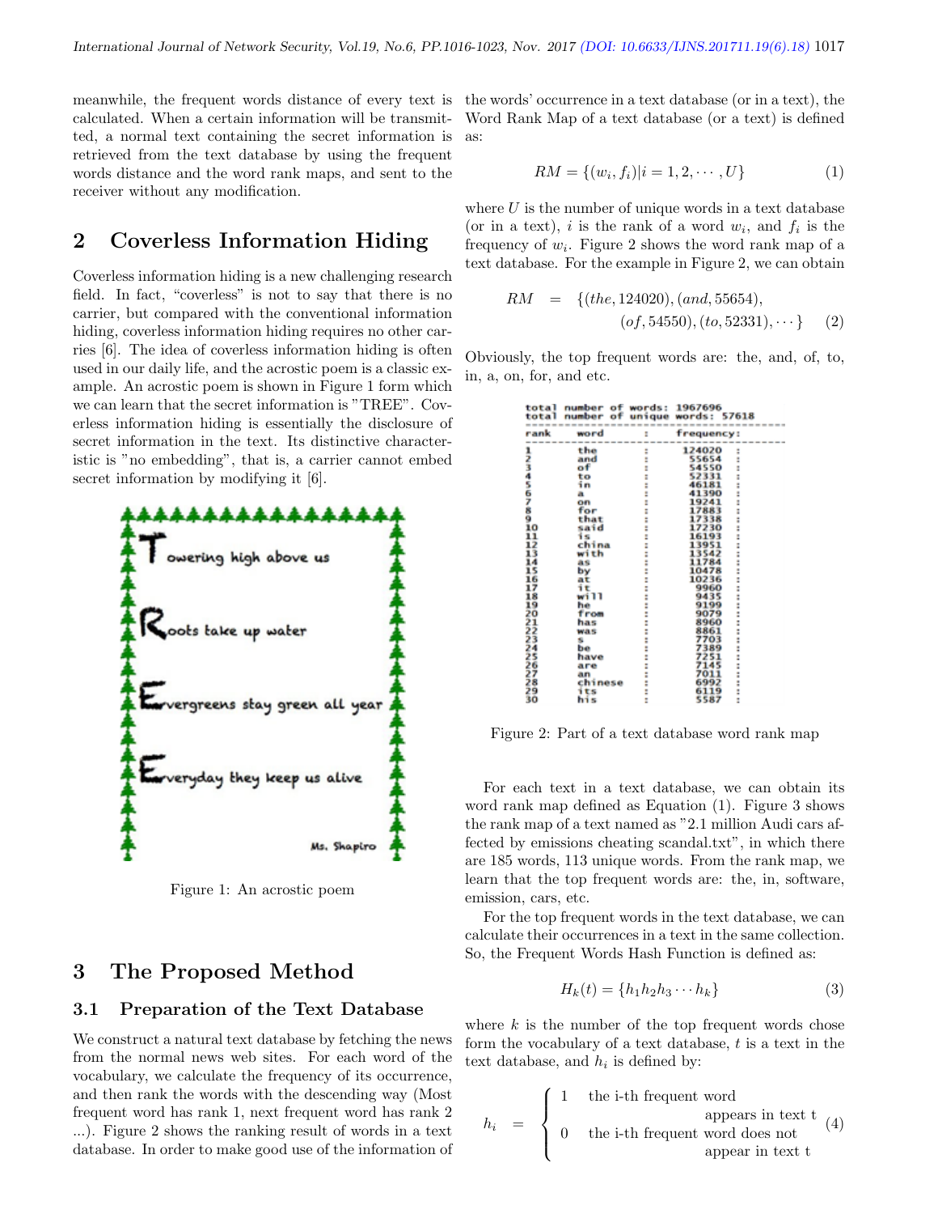meanwhile, the frequent words distance of every text is calculated. When a certain information will be transmitted, a normal text containing the secret information is retrieved from the text database by using the frequent words distance and the word rank maps, and sent to the receiver without any modification.

## 2 Coverless Information Hiding

Coverless information hiding is a new challenging research field. In fact, "coverless" is not to say that there is no carrier, but compared with the conventional information hiding, coverless information hiding requires no other carries [6]. The idea of coverless information hiding is often used in our daily life, and the acrostic poem is a classic example. An acrostic poem is shown in Figure 1 form which we can learn that the secret information is "TREE". Coverless information hiding is essentially the disclosure of secret information in the text. Its distinctive characteristic is "no embedding", that is, a carrier cannot embed secret information by modifying it [6].

Towering high above us

Roots take up water

Evergreens stay green all year

Everyday they keep us alive

Ms. Shapiro

Figure 1: An acrostic poem

## 3 The Proposed Method

### 3.1 Preparation of the Text Database

We construct a natural text database by fetching the news from the normal news web sites. For each word of the vocabulary, we calculate the frequency of its occurrence, and then rank the words with the descending way (Most frequent word has rank 1, next frequent word has rank 2 ...). Figure 2 shows the ranking result of words in a text database. In order to make good use of the information of the words' occurrence in a text database (or in a text), the Word Rank Map of a text database (or a text) is defined as:

$$RM = \{(w_i, f_i)|i = 1, 2, \cdots, U\} \quad (1)$$

where $U$ is the number of unique words in a text database (or in a text), $i$ is the rank of a word $w_i$, and $f_i$ is the frequency of $w_i$. Figure 2 shows the word rank map of a text database. For the example in Figure 2, we can obtain

$$RM = \{(the, 124020), (and, 55654), (of, 54550), (to, 52331), \cdots\} \quad (2)$$

Obviously, the top frequent words are: the, and, of, to, in, a, on, for, and etc.

total number of words: 1967696
total number of unique words: 57618

| rank | word | frequency |
|---|---|---|
| 1 | the | 124020 |
| 2 | and | 55654 |
| 3 | of | 54550 |
| 4 | to | 52331 |
| 5 | in | 46181 |
| 6 | a | 41390 |
| 7 | on | 19241 |
| 8 | for | 17883 |
| 9 | that | 17338 |
| 10 | said | 17230 |
| 11 | is | 16193 |
| 12 | china | 13951 |
| 13 | with | 13542 |
| 14 | as | 11784 |
| 15 | by | 10478 |
| 16 | at | 10236 |
| 17 | it | 9960 |
| 18 | will | 9435 |
| 19 | he | 9199 |
| 20 | from | 9079 |
| 21 | has | 8960 |
| 22 | was | 8861 |
| 23 | s | 7703 |
| 24 | be | 7389 |
| 25 | have | 7251 |
| 26 | are | 7145 |
| 27 | an | 7011 |
| 28 | chinese | 6992 |
| 29 | its | 6119 |
| 30 | his | 5587 |

Figure 2: Part of a text database word rank map

For each text in a text database, we can obtain its word rank map defined as Equation (1). Figure 3 shows the rank map of a text named as "2.1 million Audi cars affected by emissions cheating scandal.txt", in which there are 185 words, 113 unique words. From the rank map, we learn that the top frequent words are: the, in, software, emission, cars, etc.

For the top frequent words in the text database, we can calculate their occurrences in a text in the same collection. So, the Frequent Words Hash Function is defined as:

$$H_k(t) = \{h_1 h_2 h_3 \cdots h_k\} \quad (3)$$

where $k$ is the number of the top frequent words chose form the vocabulary of a text database, $t$ is a text in the text database, and $h_i$ is defined by:

$$h_i = \begin{cases} 1 & \text{the i-th frequent word appears in text t} \\ 0 & \text{the i-th frequent word does not appear in text t} \end{cases} \quad (4)$$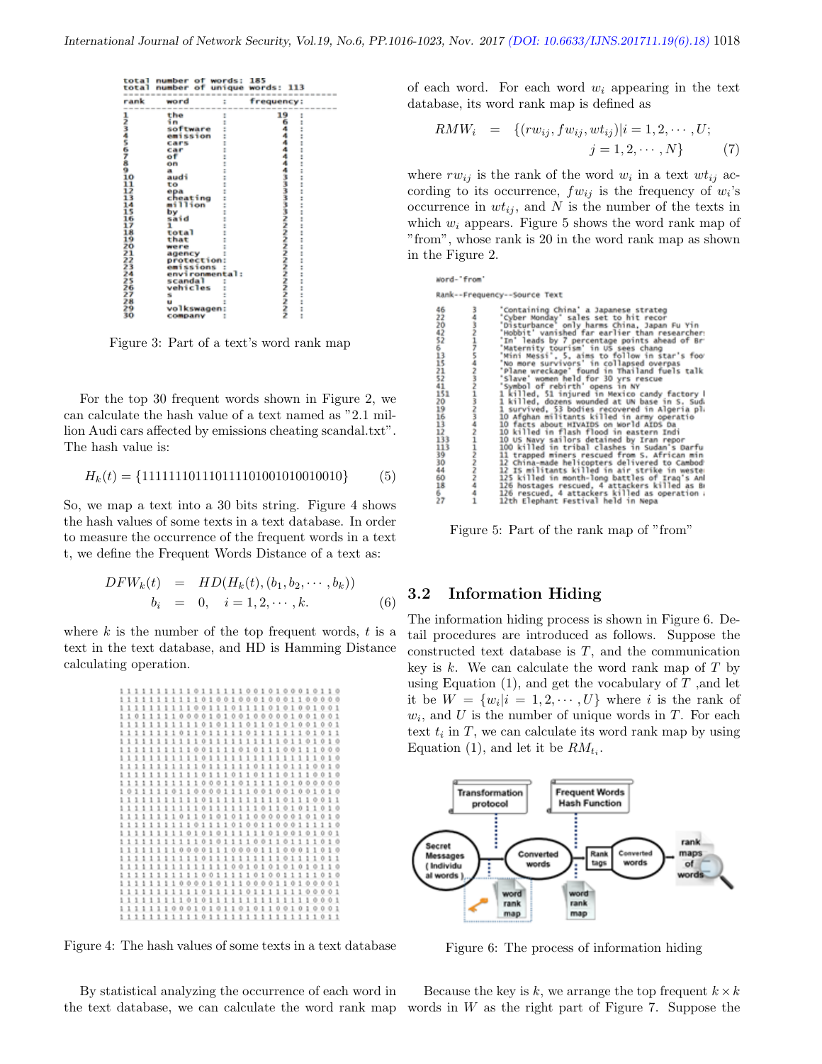```
total number of words: 185
total number of unique words: 113
rank      word            :    frequency:
1         the             :       19  :
2         in              :        6  :
3         software        :        4  :
4         emission        :        4  :
5         cars            :        4  :
6         car             :        4  :
7         of              :        4  :
8         on              :        4  :
9         a               :        4  :
10        audi            :        3  :
11        to              :        3  :
12        epa             :        3  :
13        cheating        :        3  :
14        million         :        3  :
15        by              :        3  :
16        said            :        3  :
17        1               :        2  :
18        total           :        2  :
19        that            :        2  :
20        were            :        2  :
21        agency          :        2  :
22        protection      :        2  :
23        emissions       :        2  :
24        environmental   :        2  :
25        scandal         :        2  :
26        vehicles        :        2  :
27        s               :        2  :
28        u               :        2  :
29        volkswagen      :        2  :
30        company         :        2  :
```

Figure 3: Part of a text's word rank map

For the top 30 frequent words shown in Figure 2, we can calculate the hash value of a text named as "2.1 million Audi cars affected by emissions cheating scandal.txt". The hash value is:

$$H_k(t) = \{111111101110111101001010010010\} \quad (5)$$

So, we map a text into a 30 bits string. Figure 4 shows the hash values of some texts in a text database. In order to measure the occurrence of the frequent words in a text t, we define the Frequent Words Distance of a text as:

$$\begin{aligned} DFW_k(t) &= HD(H_k(t), (b_1, b_2, \cdots, b_k)) \\ b_i &= 0, \quad i = 1, 2, \cdots, k. \end{aligned} \quad (6)$$

where $k$ is the number of the top frequent words, $t$ is a text in the text database, and HD is Hamming Distance calculating operation.

```
1 1 1 1 1 1 1 1 1 1 0 1 1 1 1 1 1 0 0 1 0 1 0 0 0 1 0 1 1 0
1 1 1 1 1 1 1 1 1 1 1 0 1 0 0 1 0 0 0 1 0 0 0 1 1 0 0 0 0 0
1 1 1 1 1 1 1 1 1 1 1 0 0 1 1 1 0 1 1 1 0 1 0 1 0 0 1 0 0 1
1 1 0 1 1 1 1 1 0 0 0 0 1 0 1 0 0 1 0 0 0 0 0 1 0 0 1 0 0 1
1 1 1 1 1 1 1 1 1 1 1 1 0 1 0 1 1 1 0 1 1 0 1 0 1 0 0 1 0 1
1 1 1 1 1 1 1 1 1 1 1 0 1 0 1 1 1 1 0 1 1 1 1 1 1 1 0 1 0 1
1 1 1 1 1 1 1 1 1 1 1 0 1 1 1 1 1 1 1 1 1 1 1 1 0 1 1 0 1 0
1 1 1 1 1 1 1 1 1 1 1 0 0 1 1 1 1 1 0 1 0 1 1 1 0 0 1 1 0 0
1 1 1 1 1 1 1 1 1 1 1 0 1 1 1 1 1 1 1 1 1 1 1 1 1 1 1 0 1 0
1 1 1 1 1 1 1 1 1 1 1 0 1 1 1 1 1 1 1 1 1 0 1 1 0 1 0 0 1 0
1 1 1 1 1 1 1 1 1 1 1 0 1 1 1 1 0 1 1 0 1 1 0 1 1 0 1 0 1 0
1 1 1 1 1 1 1 1 1 1 1 0 0 0 1 1 0 1 1 1 1 1 1 0 1 0 0 0 0 0
1 0 1 1 1 1 1 0 1 1 0 0 0 0 1 1 1 1 0 0 1 0 0 1 0 0 1 0 1 0
1 1 1 1 1 1 1 1 1 1 1 0 1 1 1 1 1 1 1 1 1 1 1 1 0 1 1 0 1 1
1 1 1 1 1 1 1 1 1 1 1 0 1 1 1 1 1 1 1 1 1 0 1 1 0 1 0 1 1 0
1 1 1 1 1 1 1 1 0 1 0 1 0 1 0 1 1 0 0 0 0 0 0 1 0 1 0 1 0 1
1 1 1 1 1 1 1 1 1 1 1 0 1 1 1 1 0 1 0 0 1 1 0 0 0 1 1 1 1 0
1 1 1 1 1 1 1 1 1 0 1 0 1 0 1 1 1 1 1 1 1 1 0 0 1 0 1 0 1 1
1 1 1 1 1 1 1 1 1 1 1 0 1 0 1 1 1 1 0 0 1 1 1 0 0 1 1 0 1 0
1 1 1 1 1 1 1 1 0 0 0 0 1 1 1 0 0 0 0 1 1 1 0 0 0 1 1 0 1 0
1 1 1 1 1 1 1 1 1 1 1 0 1 1 1 1 1 1 1 1 1 1 1 1 1 1 1 0 1 1
1 1 1 1 1 1 1 1 1 1 1 1 1 1 1 0 0 1 0 1 0 1 0 1 0 1 0 1 1 0
1 1 1 1 1 1 1 1 1 1 1 0 0 1 1 1 1 1 0 1 0 0 1 1 1 0 1 0 1 0
1 1 1 1 1 1 1 1 0 0 0 0 1 0 1 1 0 1 1 1 1 1 0 0 1 1 0 0 0 1
1 1 1 1 1 1 1 1 1 1 1 0 1 1 1 1 1 1 1 1 1 1 1 0 1 0 0 0 0 1
1 1 1 1 1 1 1 1 1 1 1 0 1 0 1 1 1 1 1 1 1 1 1 1 1 1 0 0 0 1
1 1 1 1 1 1 1 0 0 0 1 0 1 0 1 1 0 1 0 1 1 0 0 1 0 1 0 0 0 1
1 1 1 1 1 1 1 1 1 1 1 0 1 1 1 1 1 1 1 1 1 1 1 1 1 1 1 0 1 1
```

Figure 4: The hash values of some texts in a text database

By statistical analyzing the occurrence of each word in the text database, we can calculate the word rank map of each word. For each word $w_i$ appearing in the text database, its word rank map is defined as

$$\begin{aligned} RMW_i &= \{(rw_{ij}, fw_{ij}, wt_{ij}) | i = 1, 2, \cdots, U; \\ &\qquad j = 1, 2, \cdots, N\} \end{aligned} \quad (7)$$

where $rw_{ij}$ is the rank of the word $w_i$ in a text $wt_{ij}$ according to its occurrence, $fw_{ij}$ is the frequency of $w_i$'s occurrence in $wt_{ij}$, and $N$ is the number of the texts in which $w_i$ appears. Figure 5 shows the word rank map of "from", whose rank is 20 in the word rank map as shown in the Figure 2.

```
Word-'from'
Rank--Frequency--Source Text
46    3    'Containing China' a Japanese strateg
22    4    'Cyber Monday' sales set to hit recor
20    3    'Disturbance' only harms China, Japan Fu Yin
42    2    'Hobbit' vanished far earlier than researcher:
52    1    'In' leads by 7 percentage points ahead of Br
6     7    'Maternity tourism' in US sees chang
13    5    'Mini Messi', 5, aims to follow in star's foo
15    4    'No more survivors' in collapsed overpas
21    2    'Plane wreckage' found in Thailand fuels talk
52    3    'Slave' women held for 30 yrs rescue
41    2    'Symbol of rebirth' opens in NY
151   1    1 killed, 51 injured in Mexico candy factory
20    3    1 killed, dozens wounded at UN base in S. Sud
19    2    1 survived, 53 bodies recovered in Algeria pl
16    3    10 Afghan militants killed in army operatio
13    2    10 facts about HIVAIDS on World AIDS Da
12    2    10 killed in flash flood in eastern Indi
133   1    10 US Navy sailors detained by Iran repor
113   1    100 killed in tribal clashes in Sudan's Darfu
39    2    11 trapped miners rescued from S. African min
30    2    12 China-made helicopters delivered to Cambod
44    2    12 IS militants killed in air strike in weste
60    2    125 killed in month-long battles of Iraq's Anl
18    4    126 hostages rescued, 4 attackers killed as B
6     4    126 rescued, 4 attackers killed as operation
27    1    12th Elephant Festival held in Nepa
```

Figure 5: Part of the rank map of "from"

## 3.2 Information Hiding

The information hiding process is shown in Figure 6. Detail procedures are introduced as follows. Suppose the constructed text database is $T$, and the communication key is $k$. We can calculate the word rank map of $T$ by using Equation (1), and get the vocabulary of $T$, and let it be $W = \{w_i | i = 1, 2, \cdots, U\}$ where $i$ is the rank of $w_i$, and $U$ is the number of unique words in $T$. For each text $t_i$ in $T$, we can calculate its word rank map by using Equation (1), and let it be $RM_{t_i}$.

Figure 6: The process of information hiding

Because the key is $k$, we arrange the top frequent $k \times k$ words in $W$ as the right part of Figure 7. Suppose the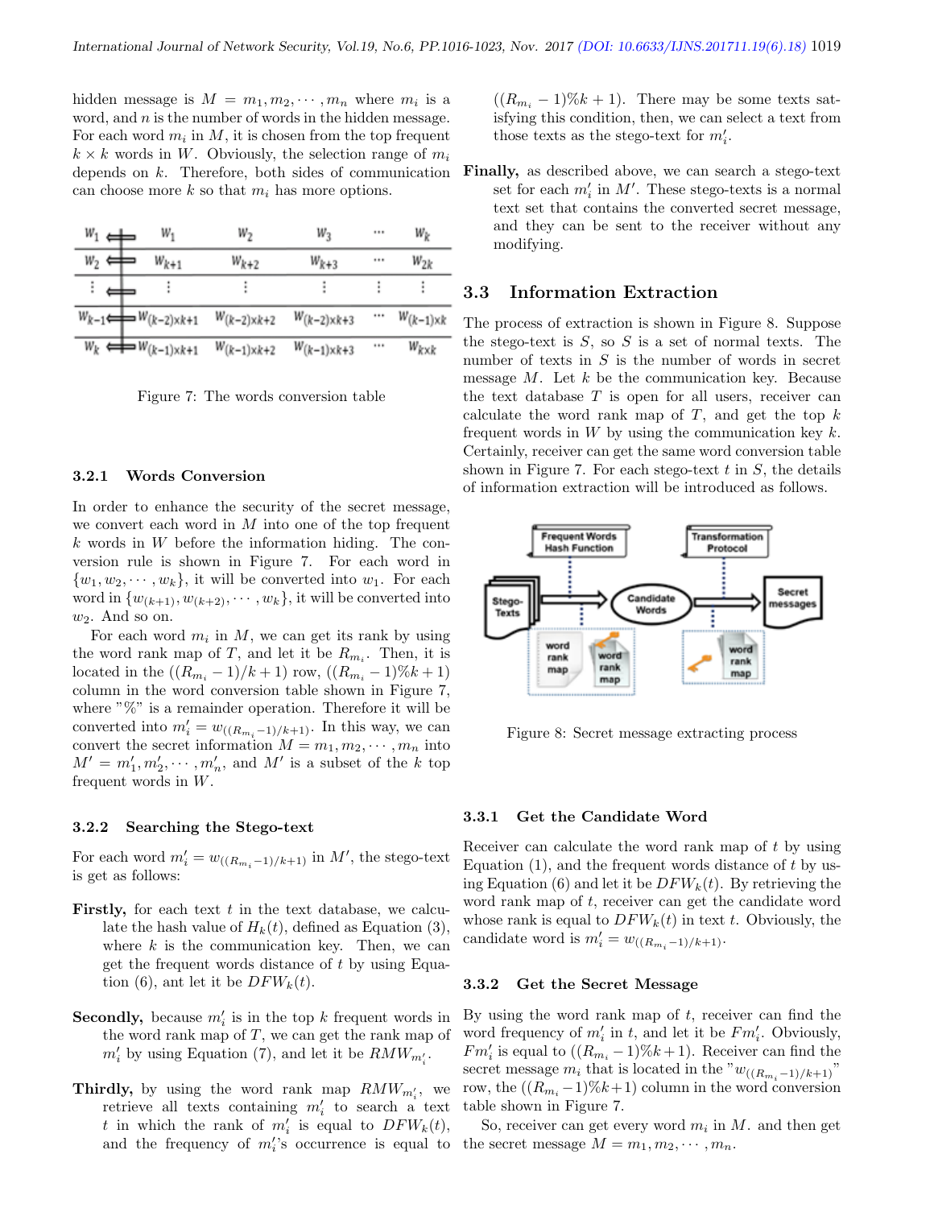hidden message is $M = m_1, m_2, \cdots, m_n$ where $m_i$ is a word, and $n$ is the number of words in the hidden message. For each word $m_i$ in $M$, it is chosen from the top frequent $k \times k$ words in $W$. Obviously, the selection range of $m_i$ depends on $k$. Therefore, both sides of communication can choose more $k$ so that $m_i$ has more options.

| | | | | | |
|---|---|---|---|---|---|
| $w_1$ ⟸ | $w_1$ | $w_2$ | $w_3$ | $\cdots$ | $w_k$ |
| $w_2$ ⟸ | $w_{k+1}$ | $w_{k+2}$ | $w_{k+3}$ | $\cdots$ | $w_{2k}$ |
| $\vdots$ ⟸ | $\vdots$ | $\vdots$ | $\vdots$ | $\vdots$ | $\vdots$ |
| $w_{k-1}$ ⟸ | $w_{(k-2)\times k+1}$ | $w_{(k-2)\times k+2}$ | $w_{(k-2)\times k+3}$ | $\cdots$ | $w_{(k-1)\times k}$ |
| $w_k$ ⟸ | $w_{(k-1)\times k+1}$ | $w_{(k-1)\times k+2}$ | $w_{(k-1)\times k+3}$ | $\cdots$ | $w_{k\times k}$ |

Figure 7: The words conversion table

#### 3.2.1 Words Conversion

In order to enhance the security of the secret message, we convert each word in $M$ into one of the top frequent $k$ words in $W$ before the information hiding. The conversion rule is shown in Figure 7. For each word in $\{w_1, w_2, \cdots, w_k\}$, it will be converted into $w_1$. For each word in $\{w_{(k+1)}, w_{(k+2)}, \cdots, w_k\}$, it will be converted into $w_2$. And so on.

For each word $m_i$ in $M$, we can get its rank by using the word rank map of $T$, and let it be $R_{m_i}$. Then, it is located in the $((R_{m_i} - 1)/k + 1)$ row, $((R_{m_i} - 1)\%k + 1)$ column in the word conversion table shown in Figure 7, where "%" is a remainder operation. Therefore it will be converted into $m'_i = w_{((R_{m_i}-1)/k+1)}$. In this way, we can convert the secret information $M = m_1, m_2, \cdots, m_n$ into $M' = m'_1, m'_2, \cdots, m'_n$, and $M'$ is a subset of the $k$ top frequent words in $W$.

#### 3.2.2 Searching the Stego-text

For each word $m'_i = w_{((R_{m_i}-1)/k+1)}$ in $M'$, the stego-text is get as follows:

**Firstly,** for each text $t$ in the text database, we calculate the hash value of $H_k(t)$, defined as Equation (3), where $k$ is the communication key. Then, we can get the frequent words distance of $t$ by using Equation (6), ant let it be $DFW_k(t)$.

**Secondly,** because $m'_i$ is in the top $k$ frequent words in the word rank map of $T$, we can get the rank map of $m'_i$ by using Equation (7), and let it be $RMW_{m'_i}$.

**Thirdly,** by using the word rank map $RMW_{m'_i}$, we retrieve all texts containing $m'_i$ to search a text $t$ in which the rank of $m'_i$ is equal to $DFW_k(t)$, and the frequency of $m'_i$'s occurrence is equal to $((R_{m_i} - 1)\%k + 1)$. There may be some texts satisfying this condition, then, we can select a text from those texts as the stego-text for $m'_i$.

**Finally,** as described above, we can search a stego-text set for each $m'_i$ in $M'$. These stego-texts is a normal text set that contains the converted secret message, and they can be sent to the receiver without any modifying.

### 3.3 Information Extraction

The process of extraction is shown in Figure 8. Suppose the stego-text is $S$, so $S$ is a set of normal texts. The number of texts in $S$ is the number of words in secret message $M$. Let $k$ be the communication key. Because the text database $T$ is open for all users, receiver can calculate the word rank map of $T$, and get the top $k$ frequent words in $W$ by using the communication key $k$. Certainly, receiver can get the same word conversion table shown in Figure 7. For each stego-text $t$ in $S$, the details of information extraction will be introduced as follows.

Figure 8: Secret message extracting process

#### 3.3.1 Get the Candidate Word

Receiver can calculate the word rank map of $t$ by using Equation (1), and the frequent words distance of $t$ by using Equation (6) and let it be $DFW_k(t)$. By retrieving the word rank map of $t$, receiver can get the candidate word whose rank is equal to $DFW_k(t)$ in text $t$. Obviously, the candidate word is $m'_i = w_{((R_{m_i}-1)/k+1)}$.

#### 3.3.2 Get the Secret Message

By using the word rank map of $t$, receiver can find the word frequency of $m'_i$ in $t$, and let it be $Fm'_i$. Obviously, $Fm'_i$ is equal to $((R_{m_i} - 1)\%k + 1)$. Receiver can find the secret message $m_i$ that is located in the "$w_{((R_{m_i}-1)/k+1)}$" row, the $(R_{m_i} - 1)\%k + 1)$ column in the word conversion table shown in Figure 7.

So, receiver can get every word $m_i$ in $M$. and then get the secret message $M = m_1, m_2, \cdots, m_n$.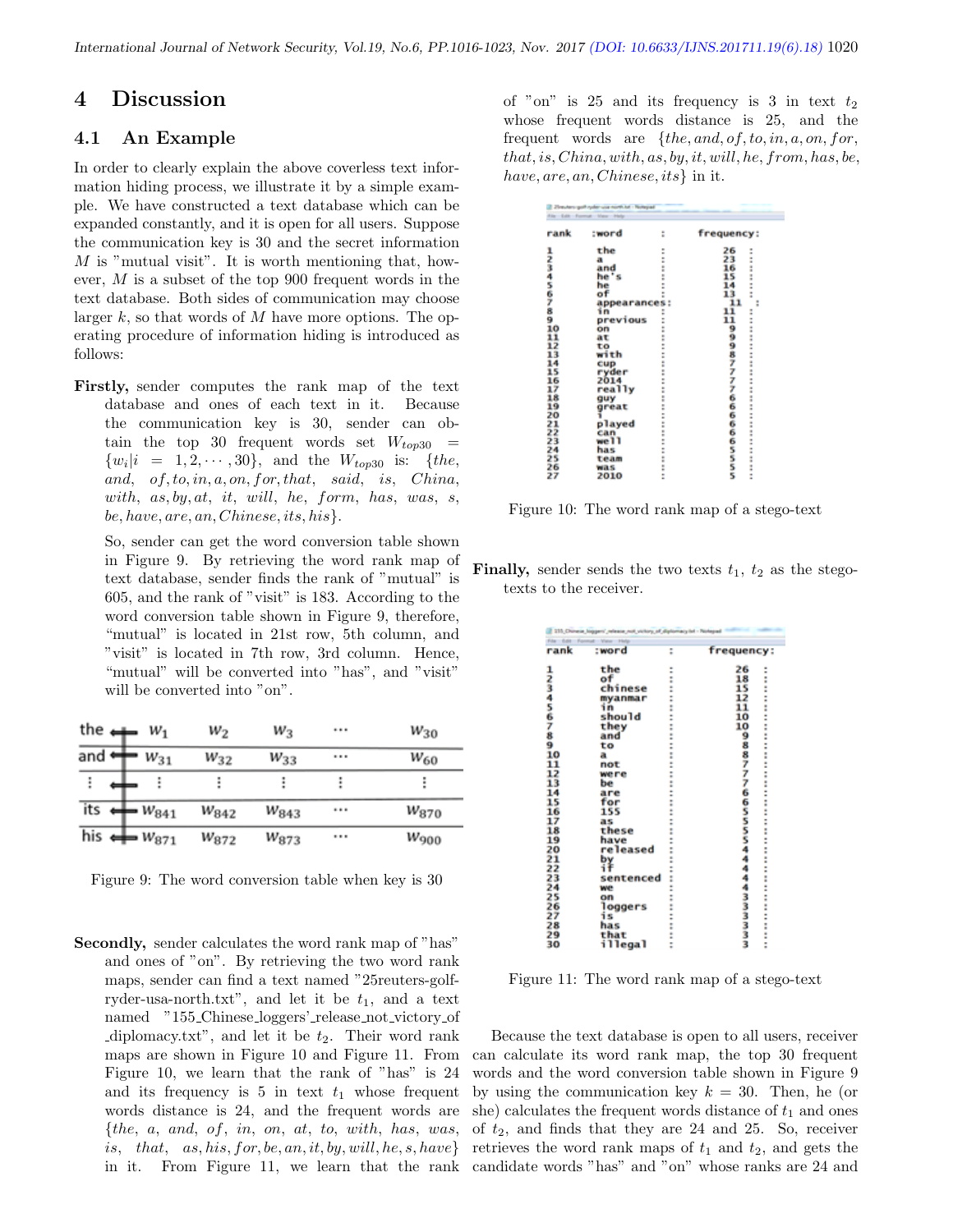## 4 Discussion

### 4.1 An Example

In order to clearly explain the above coverless text information hiding process, we illustrate it by a simple example. We have constructed a text database which can be expanded constantly, and it is open for all users. Suppose the communication key is 30 and the secret information $M$ is "mutual visit". It is worth mentioning that, however, $M$ is a subset of the top 900 frequent words in the text database. Both sides of communication may choose larger $k$, so that words of $M$ have more options. The operating procedure of information hiding is introduced as follows:

**Firstly,** sender computes the rank map of the text database and ones of each text in it. Because the communication key is 30, sender can obtain the top 30 frequent words set $W_{top30} = \{w_i | i = 1, 2, \cdots, 30\}$, and the $W_{top30}$ is: $\{the, and, of, to, in, a, on, for, that, said, is, China, with, as, by, at, it, will, he, form, has, was, s, be, have, are, an, Chinese, its, his\}$.

So, sender can get the word conversion table shown in Figure 9. By retrieving the word rank map of text database, sender finds the rank of "mutual" is 605, and the rank of "visit" is 183. According to the word conversion table shown in Figure 9, therefore, "mutual" is located in 21st row, 5th column, and "visit" is located in 7th row, 3rd column. Hence, "mutual" will be converted into "has", and "visit" will be converted into "on".

| | | | | | |
|---|---|---|---|---|---|
| the ⟺ | $w_1$ | $w_2$ | $w_3$ | $\cdots$ | $w_{30}$ |
| and ⟺ | $w_{31}$ | $w_{32}$ | $w_{33}$ | $\cdots$ | $w_{60}$ |
| $\vdots$ | $\vdots$ | $\vdots$ | $\vdots$ | $\vdots$ | $\vdots$ |
| its ⟺ | $w_{841}$ | $w_{842}$ | $w_{843}$ | $\cdots$ | $w_{870}$ |
| his ⟺ | $w_{871}$ | $w_{872}$ | $w_{873}$ | $\cdots$ | $w_{900}$ |

Figure 9: The word conversion table when key is 30

**Secondly,** sender calculates the word rank map of "has" and ones of "on". By retrieving the two word rank maps, sender can find a text named "25reuters-golf-ryder-usa-north.txt", and let it be $t_1$, and a text named "155_Chinese_loggers'_release_not_victory_of_diplomacy.txt", and let it be $t_2$. Their word rank maps are shown in Figure 10 and Figure 11. From Figure 10, we learn that the rank of "has" is 24 and its frequency is 5 in text $t_1$ whose frequent words distance is 24, and the frequent words are $\{the, a, and, of, in, on, at, to, with, has, was, is, that, as, his, for, be, an, it, by, will, he, s, have\}$ in it. From Figure 11, we learn that the rank of "on" is 25 and its frequency is 3 in text $t_2$ whose frequent words distance is 25, and the frequent words are $\{the, and, of, to, in, a, on, for, that, is, China, with, as, by, it, will, he, from, has, be, have, are, an, Chinese, its\}$ in it.

| rank | :word | : | frequency: |
|---|---|---|---|
| 1 | the | : | 26 |
| 2 | a | : | 23 |
| 3 | and | : | 16 |
| 4 | he's | : | 15 |
| 5 | he | : | 14 |
| 6 | of | : | 13 |
| 7 | appearances | : | 11 |
| 8 | in | : | 11 |
| 9 | previous | : | 11 |
| 10 | on | : | 9 |
| 11 | at | : | 9 |
| 12 | to | : | 9 |
| 13 | with | : | 8 |
| 14 | cup | : | 7 |
| 15 | ryder | : | 7 |
| 16 | 2014 | : | 7 |
| 17 | really | : | 7 |
| 18 | guy | : | 6 |
| 19 | great | : | 6 |
| 20 | i | : | 6 |
| 21 | played | : | 6 |
| 22 | can | : | 6 |
| 23 | well | : | 6 |
| 24 | has | : | 5 |
| 25 | team | : | 5 |
| 26 | was | : | 5 |
| 27 | 2010 | : | 5 |

Figure 10: The word rank map of a stego-text

**Finally,** sender sends the two texts $t_1$, $t_2$ as the stego-texts to the receiver.

| rank | :word | : | frequency: |
|---|---|---|---|
| 1 | the | : | 26 |
| 2 | of | : | 18 |
| 3 | chinese | : | 15 |
| 4 | myanmar | : | 12 |
| 5 | in | : | 11 |
| 6 | should | : | 10 |
| 7 | they | : | 10 |
| 8 | and | : | 9 |
| 9 | to | : | 8 |
| 10 | a | : | 8 |
| 11 | not | : | 7 |
| 12 | were | : | 7 |
| 13 | be | : | 7 |
| 14 | are | : | 6 |
| 15 | for | : | 6 |
| 16 | 155 | : | 5 |
| 17 | as | : | 5 |
| 18 | these | : | 5 |
| 19 | have | : | 5 |
| 20 | released | : | 4 |
| 21 | by | : | 4 |
| 22 | if | : | 4 |
| 23 | sentenced | : | 4 |
| 24 | we | : | 4 |
| 25 | on | : | 3 |
| 26 | loggers | : | 3 |
| 27 | is | : | 3 |
| 28 | has | : | 3 |
| 29 | that | : | 3 |
| 30 | illegal | : | 3 |

Figure 11: The word rank map of a stego-text

Because the text database is open to all users, receiver can calculate its word rank map, the top 30 frequent words and the word conversion table shown in Figure 9 by using the communication key $k = 30$. Then, he (or she) calculates the frequent words distance of $t_1$ and ones of $t_2$, and finds that they are 24 and 25. So, receiver retrieves the word rank maps of $t_1$ and $t_2$, and gets the candidate words "has" and "on" whose ranks are 24 and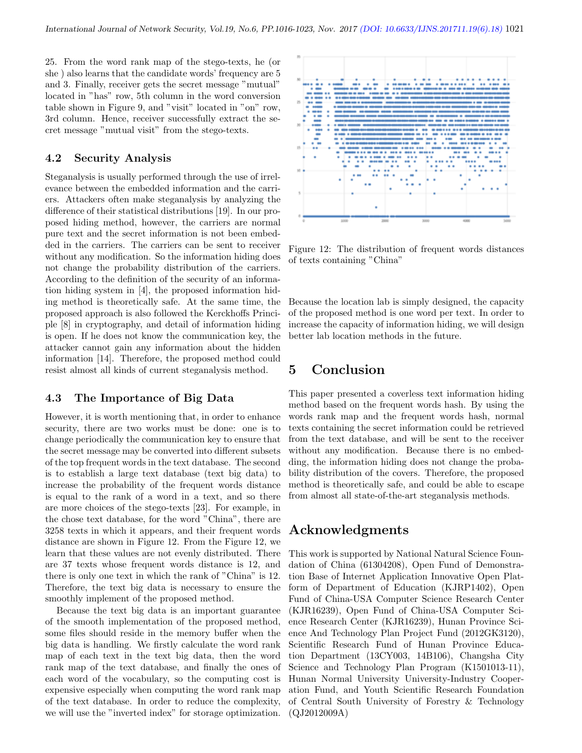25. From the word rank map of the stego-texts, he (or she ) also learns that the candidate words' frequency are 5 and 3. Finally, receiver gets the secret message "mutual" located in "has" row, 5th column in the word conversion table shown in Figure 9, and "visit" located in "on" row, 3rd column. Hence, receiver successfully extract the secret message "mutual visit" from the stego-texts.

### 4.2 Security Analysis

Steganalysis is usually performed through the use of irrelevance between the embedded information and the carriers. Attackers often make steganalysis by analyzing the difference of their statistical distributions [19]. In our proposed hiding method, however, the carriers are normal pure text and the secret information is not been embedded in the carriers. The carriers can be sent to receiver without any modification. So the information hiding does not change the probability distribution of the carriers. According to the definition of the security of an information hiding system in [4], the proposed information hiding method is theoretically safe. At the same time, the proposed approach is also followed the Kerckhoffs Principle [8] in cryptography, and detail of information hiding is open. If he does not know the communication key, the attacker cannot gain any information about the hidden information [14]. Therefore, the proposed method could resist almost all kinds of current steganalysis method.

### 4.3 The Importance of Big Data

However, it is worth mentioning that, in order to enhance security, there are two works must be done: one is to change periodically the communication key to ensure that the secret message may be converted into different subsets of the top frequent words in the text database. The second is to establish a large text database (text big data) to increase the probability of the frequent words distance is equal to the rank of a word in a text, and so there are more choices of the stego-texts [23]. For example, in the chose text database, for the word "China", there are 3258 texts in which it appears, and their frequent words distance are shown in Figure 12. From the Figure 12, we learn that these values are not evenly distributed. There are 37 texts whose frequent words distance is 12, and there is only one text in which the rank of "China" is 12. Therefore, the text big data is necessary to ensure the smoothly implement of the proposed method.

Because the text big data is an important guarantee of the smooth implementation of the proposed method, some files should reside in the memory buffer when the big data is handling. We firstly calculate the word rank map of each text in the text big data, then the word rank map of the text database, and finally the ones of each word of the vocabulary, so the computing cost is expensive especially when computing the word rank map of the text database. In order to reduce the complexity, we will use the "inverted index" for storage optimization.

Figure 12: The distribution of frequent words distances of texts containing "China"

Because the location lab is simply designed, the capacity of the proposed method is one word per text. In order to increase the capacity of information hiding, we will design better lab location methods in the future.

## 5 Conclusion

This paper presented a coverless text information hiding method based on the frequent words hash. By using the words rank map and the frequent words hash, normal texts containing the secret information could be retrieved from the text database, and will be sent to the receiver without any modification. Because there is no embedding, the information hiding does not change the probability distribution of the covers. Therefore, the proposed method is theoretically safe, and could be able to escape from almost all state-of-the-art steganalysis methods.

## Acknowledgments

This work is supported by National Natural Science Foundation of China (61304208), Open Fund of Demonstration Base of Internet Application Innovative Open Platform of Department of Education (KJRP1402), Open Fund of China-USA Computer Science Research Center (KJR16239), Open Fund of China-USA Computer Science Research Center (KJR16239), Hunan Province Science And Technology Plan Project Fund (2012GK3120), Scientific Research Fund of Hunan Province Education Department (13CY003, 14B106), Changsha City Science and Technology Plan Program (K1501013-11), Hunan Normal University University-Industry Cooperation Fund, and Youth Scientific Research Foundation of Central South University of Forestry & Technology (QJ2012009A)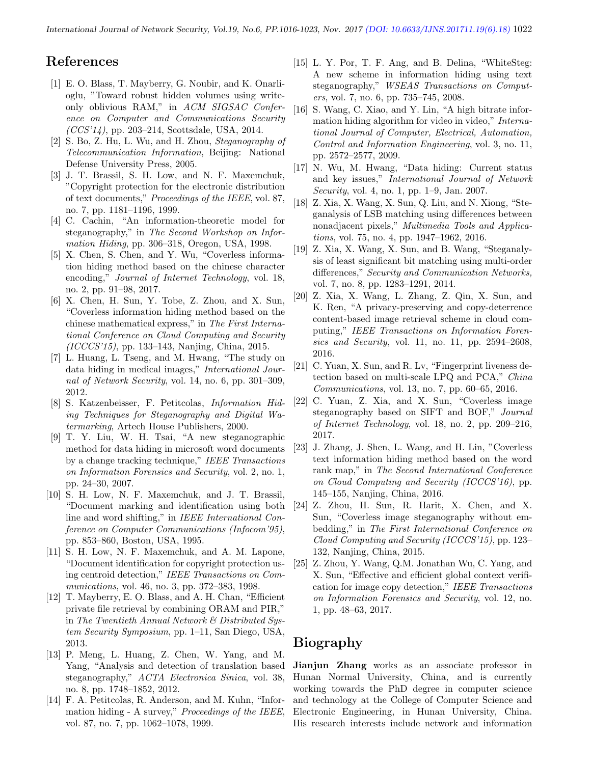# References

[1] E. O. Blass, T. Mayberry, G. Noubir, and K. Onarlioglu, "Toward robust hidden volumes using write-only oblivious RAM," in *ACM SIGSAC Conference on Computer and Communications Security (CCS'14)*, pp. 203–214, Scottsdale, USA, 2014.

[2] S. Bo, Z. Hu, L. Wu, and H. Zhou, *Steganography of Telecommunication Information*, Beijing: National Defense University Press, 2005.

[3] J. T. Brassil, S. H. Low, and N. F. Maxemchuk, "Copyright protection for the electronic distribution of text documents," *Proceedings of the IEEE*, vol. 87, no. 7, pp. 1181–1196, 1999.

[4] C. Cachin, "An information-theoretic model for steganography," in *The Second Workshop on Information Hiding*, pp. 306–318, Oregon, USA, 1998.

[5] X. Chen, S. Chen, and Y. Wu, "Coverless information hiding method based on the chinese character encoding," *Journal of Internet Technology*, vol. 18, no. 2, pp. 91–98, 2017.

[6] X. Chen, H. Sun, Y. Tobe, Z. Zhou, and X. Sun, "Coverless information hiding method based on the chinese mathematical express," in *The First International Conference on Cloud Computing and Security (ICCCS'15)*, pp. 133–143, Nanjing, China, 2015.

[7] L. Huang, L. Tseng, and M. Hwang, "The study on data hiding in medical images," *International Journal of Network Security*, vol. 14, no. 6, pp. 301–309, 2012.

[8] S. Katzenbeisser, F. Petitcolas, *Information Hiding Techniques for Steganography and Digital Watermarking*, Artech House Publishers, 2000.

[9] T. Y. Liu, W. H. Tsai, "A new steganographic method for data hiding in microsoft word documents by a change tracking technique," *IEEE Transactions on Information Forensics and Security*, vol. 2, no. 1, pp. 24–30, 2007.

[10] S. H. Low, N. F. Maxemchuk, and J. T. Brassil, "Document marking and identification using both line and word shifting," in *IEEE International Conference on Computer Communications (Infocom'95)*, pp. 853–860, Boston, USA, 1995.

[11] S. H. Low, N. F. Maxemchuk, and A. M. Lapone, "Document identification for copyright protection using centroid detection," *IEEE Transactions on Communications*, vol. 46, no. 3, pp. 372–383, 1998.

[12] T. Mayberry, E. O. Blass, and A. H. Chan, "Efficient private file retrieval by combining ORAM and PIR," in *The Twentieth Annual Network & Distributed System Security Symposium*, pp. 1–11, San Diego, USA, 2013.

[13] P. Meng, L. Huang, Z. Chen, W. Yang, and M. Yang, "Analysis and detection of translation based steganography," *ACTA Electronica Sinica*, vol. 38, no. 8, pp. 1748–1852, 2012.

[14] F. A. Petitcolas, R. Anderson, and M. Kuhn, "Information hiding - A survey," *Proceedings of the IEEE*, vol. 87, no. 7, pp. 1062–1078, 1999.

[15] L. Y. Por, T. F. Ang, and B. Delina, "WhiteSteg: A new scheme in information hiding using text steganography," *WSEAS Transactions on Computers*, vol. 7, no. 6, pp. 735–745, 2008.

[16] S. Wang, C. Xiao, and Y. Lin, "A high bitrate information hiding algorithm for video in video," *International Journal of Computer, Electrical, Automation, Control and Information Engineering*, vol. 3, no. 11, pp. 2572–2577, 2009.

[17] N. Wu, M. Hwang, "Data hiding: Current status and key issues," *International Journal of Network Security*, vol. 4, no. 1, pp. 1–9, Jan. 2007.

[18] Z. Xia, X. Wang, X. Sun, Q. Liu, and N. Xiong, "Steganalysis of LSB matching using differences between nonadjacent pixels," *Multimedia Tools and Applications*, vol. 75, no. 4, pp. 1947–1962, 2016.

[19] Z. Xia, X. Wang, X. Sun, and B. Wang, "Steganalysis of least significant bit matching using multi-order differences," *Security and Communication Networks*, vol. 7, no. 8, pp. 1283–1291, 2014.

[20] Z. Xia, X. Wang, L. Zhang, Z. Qin, X. Sun, and K. Ren, "A privacy-preserving and copy-deterrence content-based image retrieval scheme in cloud computing," *IEEE Transactions on Information Forensics and Security*, vol. 11, no. 11, pp. 2594–2608, 2016.

[21] C. Yuan, X. Sun, and R. Lv, "Fingerprint liveness detection based on multi-scale LPQ and PCA," *China Communications*, vol. 13, no. 7, pp. 60–65, 2016.

[22] C. Yuan, Z. Xia, and X. Sun, "Coverless image steganography based on SIFT and BOF," *Journal of Internet Technology*, vol. 18, no. 2, pp. 209–216, 2017.

[23] J. Zhang, J. Shen, L. Wang, and H. Lin, "Coverless text information hiding method based on the word rank map," in *The Second International Conference on Cloud Computing and Security (ICCCS'16)*, pp. 145–155, Nanjing, China, 2016.

[24] Z. Zhou, H. Sun, R. Harit, X. Chen, and X. Sun, "Coverless image steganography without embedding," in *The First International Conference on Cloud Computing and Security (ICCCS'15)*, pp. 123–132, Nanjing, China, 2015.

[25] Z. Zhou, Y. Wang, Q.M. Jonathan Wu, C. Yang, and X. Sun, "Effective and efficient global context verification for image copy detection," *IEEE Transactions on Information Forensics and Security*, vol. 12, no. 1, pp. 48–63, 2017.

# Biography

**Jianjun Zhang** works as an associate professor in Hunan Normal University, China, and is currently working towards the PhD degree in computer science and technology at the College of Computer Science and Electronic Engineering, in Hunan University, China. His research interests include network and information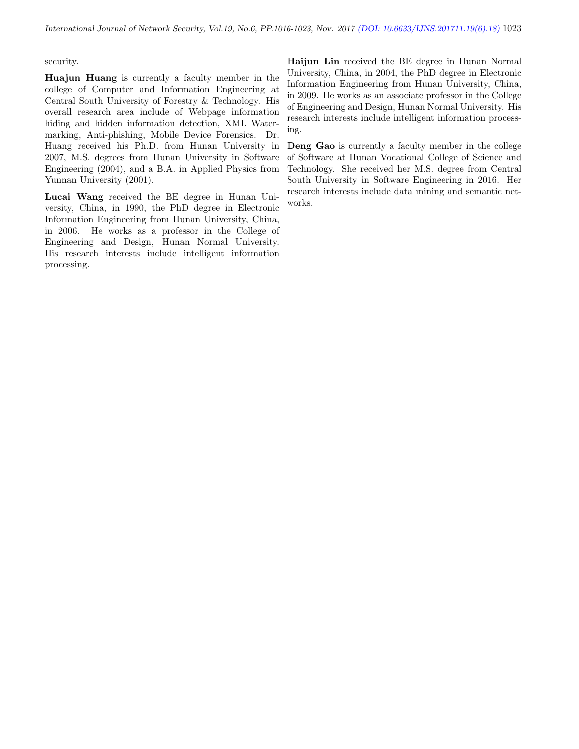security.

**Huajun Huang** is currently a faculty member in the college of Computer and Information Engineering at Central South University of Forestry & Technology. His overall research area include of Webpage information hiding and hidden information detection, XML Watermarking, Anti-phishing, Mobile Device Forensics. Dr. Huang received his Ph.D. from Hunan University in 2007, M.S. degrees from Hunan University in Software Engineering (2004), and a B.A. in Applied Physics from Yunnan University (2001).

**Lucai Wang** received the BE degree in Hunan University, China, in 1990, the PhD degree in Electronic Information Engineering from Hunan University, China, in 2006. He works as a professor in the College of Engineering and Design, Hunan Normal University. His research interests include intelligent information processing.

**Haijun Lin** received the BE degree in Hunan Normal University, China, in 2004, the PhD degree in Electronic Information Engineering from Hunan University, China, in 2009. He works as an associate professor in the College of Engineering and Design, Hunan Normal University. His research interests include intelligent information processing.

**Deng Gao** is currently a faculty member in the college of Software at Hunan Vocational College of Science and Technology. She received her M.S. degree from Central South University in Software Engineering in 2016. Her research interests include data mining and semantic networks.